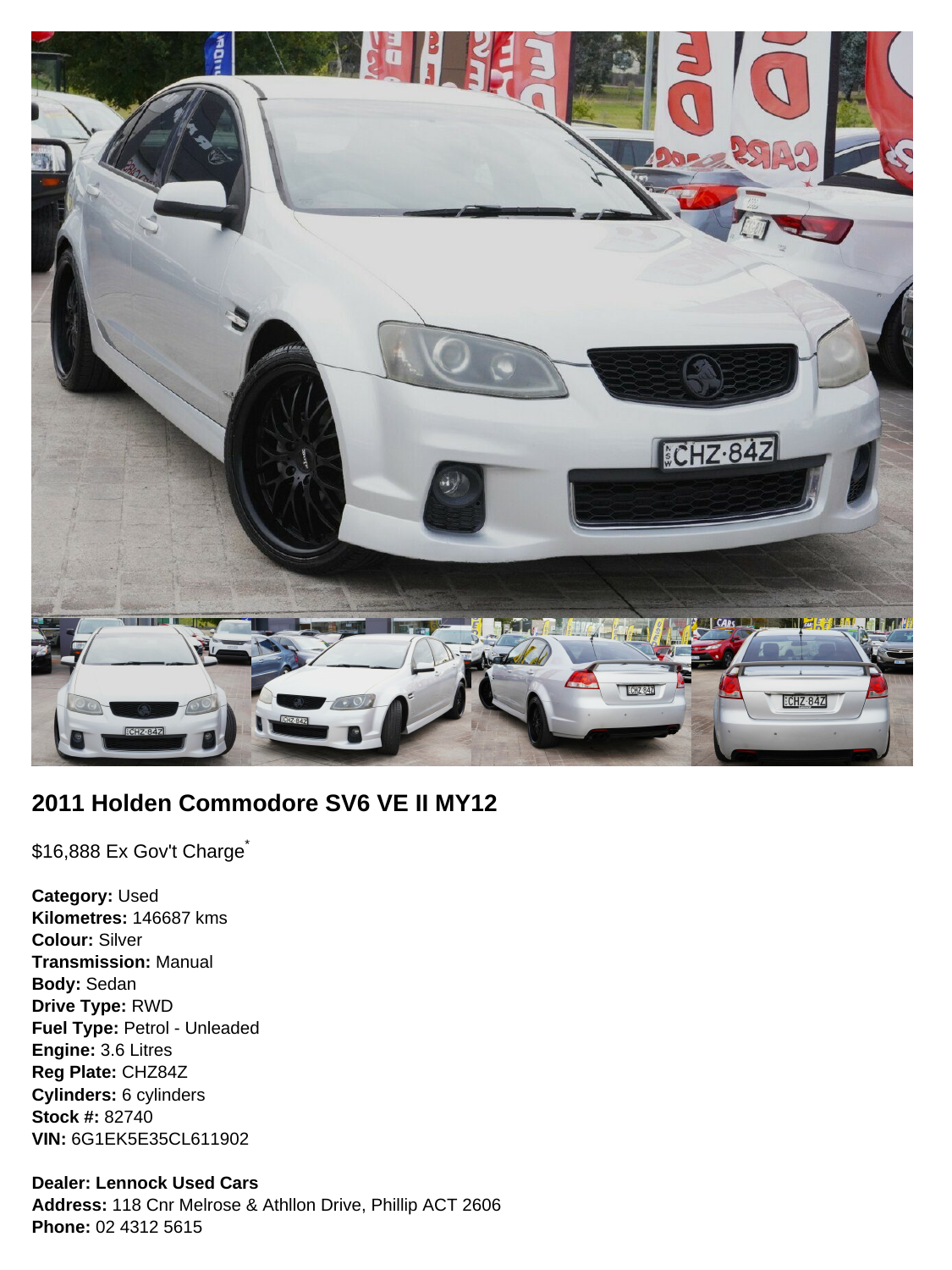## 2011 Holden Commodore SV6 VE II MY12

$16,888 Ex Gov't Charge*

**Category:** Used
**Kilometres:** 146687 kms
**Colour:** Silver
**Transmission:** Manual
**Body:** Sedan
**Drive Type:** RWD
**Fuel Type:** Petrol - Unleaded
**Engine:** 3.6 Litres
**Reg Plate:** CHZ84Z
**Cylinders:** 6 cylinders
**Stock #:** 82740
**VIN:** 6G1EK5E35CL611902

**Dealer: Lennock Used Cars**
**Address:** 118 Cnr Melrose & Athllon Drive, Phillip ACT 2606
**Phone:** 02 4312 5615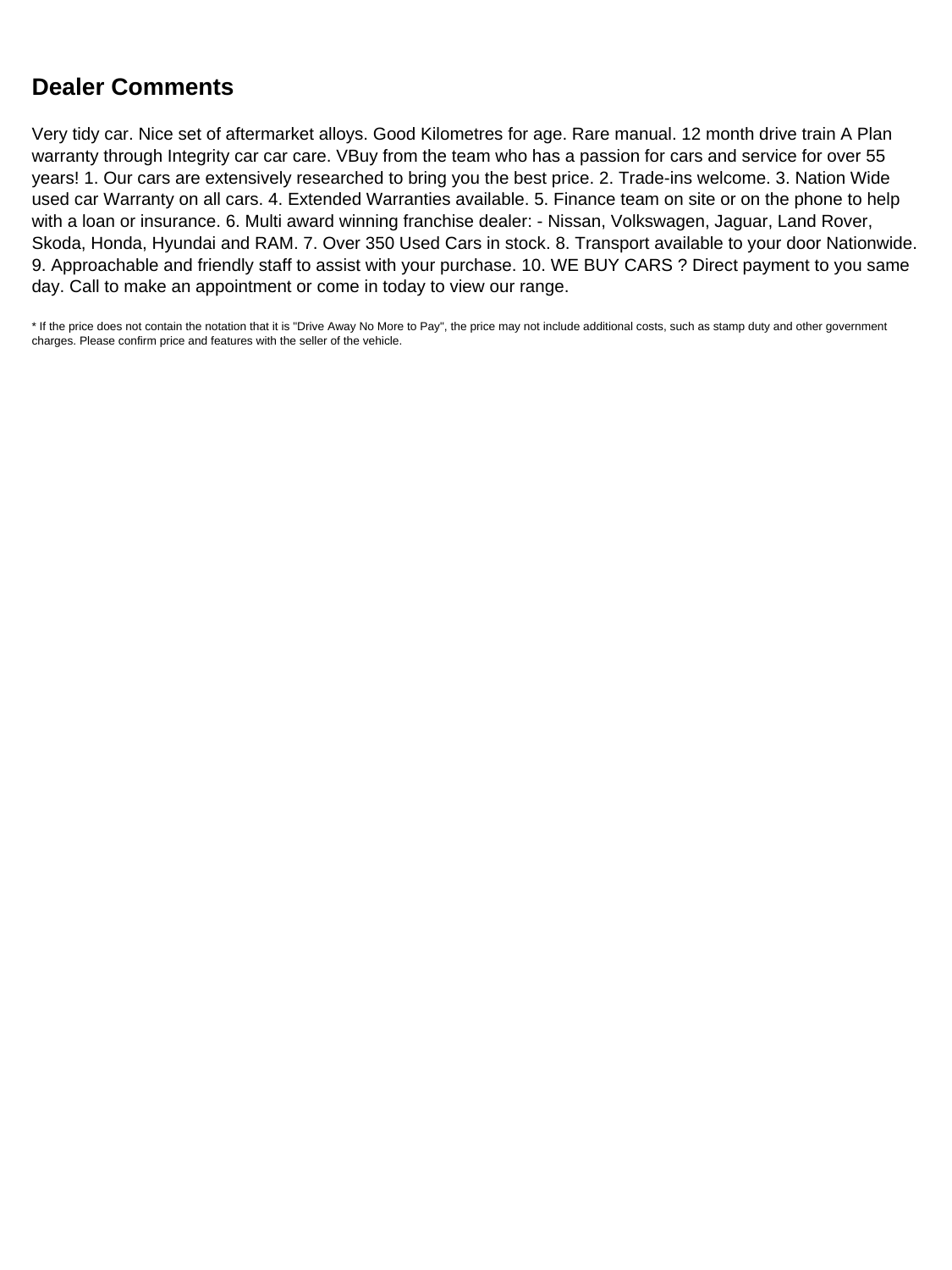## Dealer Comments

Very tidy car. Nice set of aftermarket alloys. Good Kilometres for age. Rare manual. 12 month drive train A Plan warranty through Integrity car car care. VBuy from the team who has a passion for cars and service for over 55 years! 1. Our cars are extensively researched to bring you the best price. 2. Trade-ins welcome. 3. Nation Wide used car Warranty on all cars. 4. Extended Warranties available. 5. Finance team on site or on the phone to help with a loan or insurance. 6. Multi award winning franchise dealer: - Nissan, Volkswagen, Jaguar, Land Rover, Skoda, Honda, Hyundai and RAM. 7. Over 350 Used Cars in stock. 8. Transport available to your door Nationwide. 9. Approachable and friendly staff to assist with your purchase. 10. WE BUY CARS ? Direct payment to you same day. Call to make an appointment or come in today to view our range.

* If the price does not contain the notation that it is "Drive Away No More to Pay", the price may not include additional costs, such as stamp duty and other government charges. Please confirm price and features with the seller of the vehicle.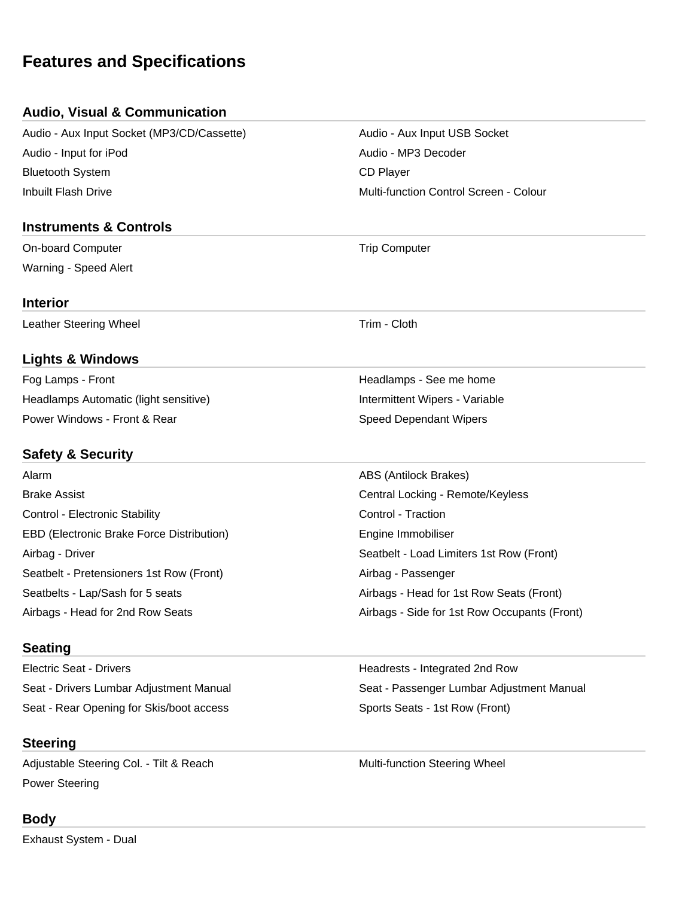# Features and Specifications

## Audio, Visual & Communication

- Audio - Aux Input Socket (MP3/CD/Cassette)
- Audio - Aux Input USB Socket
- Audio - Input for iPod
- Audio - MP3 Decoder
- Bluetooth System
- CD Player
- Inbuilt Flash Drive
- Multi-function Control Screen - Colour

## Instruments & Controls

- On-board Computer
- Trip Computer
- Warning - Speed Alert

## Interior

- Leather Steering Wheel
- Trim - Cloth

## Lights & Windows

- Fog Lamps - Front
- Headlamps - See me home
- Headlamps Automatic (light sensitive)
- Intermittent Wipers - Variable
- Power Windows - Front & Rear
- Speed Dependant Wipers

## Safety & Security

- Alarm
- ABS (Antilock Brakes)
- Brake Assist
- Central Locking - Remote/Keyless
- Control - Electronic Stability
- Control - Traction
- EBD (Electronic Brake Force Distribution)
- Engine Immobiliser
- Airbag - Driver
- Seatbelt - Load Limiters 1st Row (Front)
- Seatbelt - Pretensioners 1st Row (Front)
- Airbag - Passenger
- Seatbelts - Lap/Sash for 5 seats
- Airbags - Head for 1st Row Seats (Front)
- Airbags - Head for 2nd Row Seats
- Airbags - Side for 1st Row Occupants (Front)

## Seating

- Electric Seat - Drivers
- Headrests - Integrated 2nd Row
- Seat - Drivers Lumbar Adjustment Manual
- Seat - Passenger Lumbar Adjustment Manual
- Seat - Rear Opening for Skis/boot access
- Sports Seats - 1st Row (Front)

## Steering

- Adjustable Steering Col. - Tilt & Reach
- Multi-function Steering Wheel
- Power Steering

## Body

- Exhaust System - Dual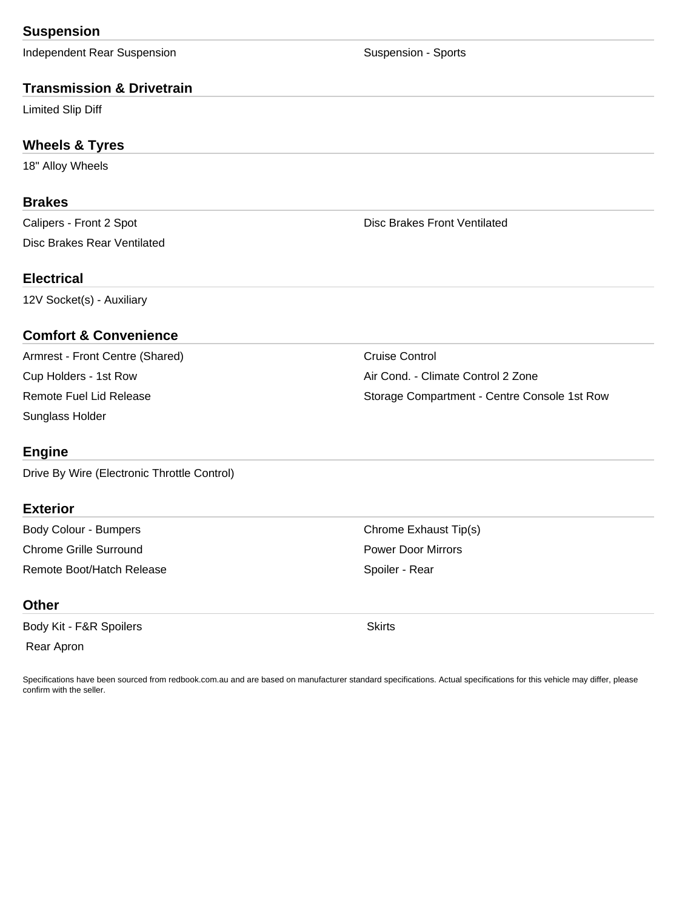## Suspension

Independent Rear Suspension

Suspension - Sports

## Transmission & Drivetrain

Limited Slip Diff

## Wheels & Tyres

18" Alloy Wheels

## Brakes

Calipers - Front 2 Spot

Disc Brakes Front Ventilated

Disc Brakes Rear Ventilated

## Electrical

12V Socket(s) - Auxiliary

## Comfort & Convenience

Armrest - Front Centre (Shared)

Cruise Control

Cup Holders - 1st Row

Air Cond. - Climate Control 2 Zone

Remote Fuel Lid Release

Storage Compartment - Centre Console 1st Row

Sunglass Holder

## Engine

Drive By Wire (Electronic Throttle Control)

## Exterior

Body Colour - Bumpers

Chrome Exhaust Tip(s)

Chrome Grille Surround

Power Door Mirrors

Remote Boot/Hatch Release

Spoiler - Rear

## Other

Body Kit - F&R Spoilers

Skirts

Rear Apron

Specifications have been sourced from redbook.com.au and are based on manufacturer standard specifications. Actual specifications for this vehicle may differ, please confirm with the seller.